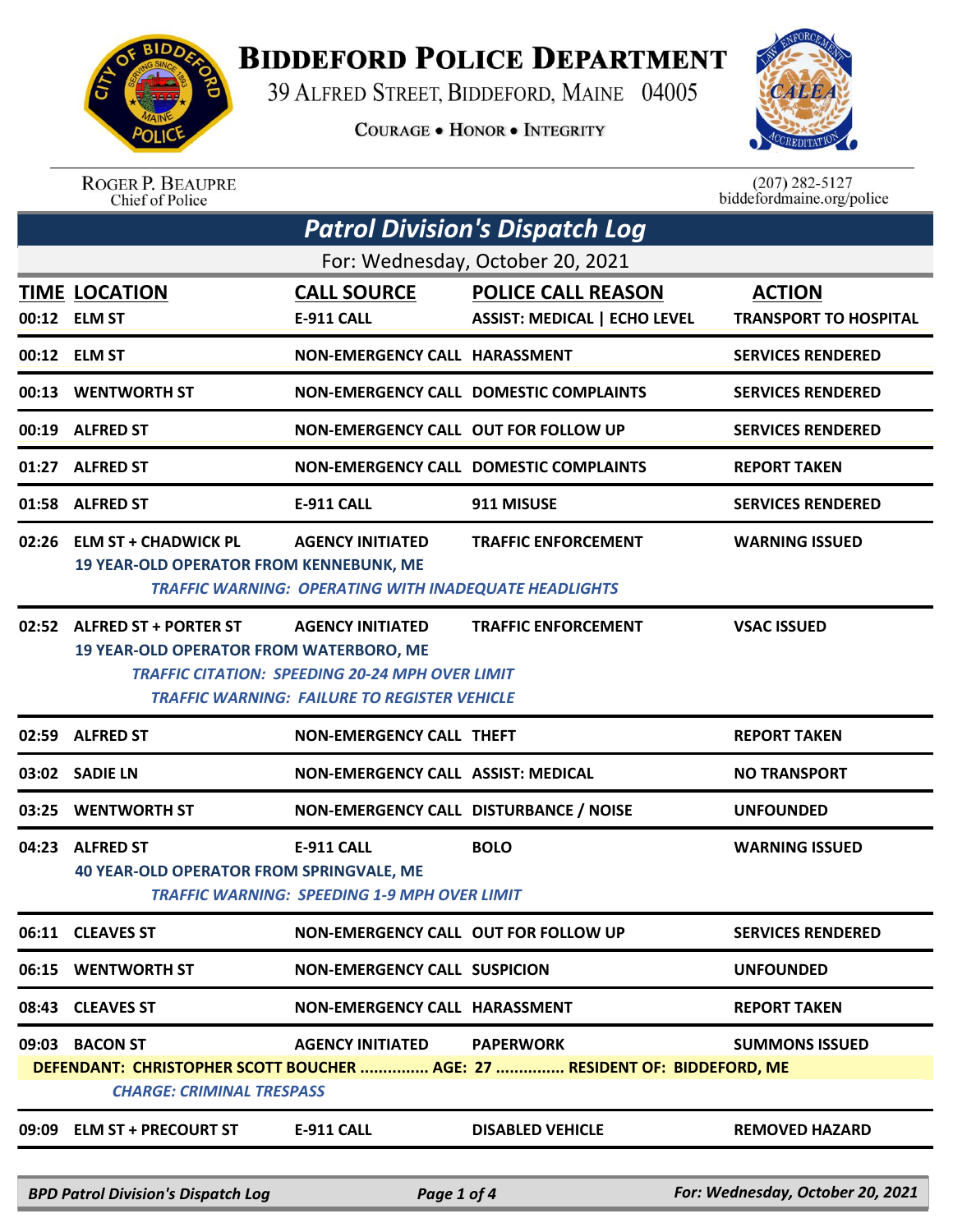# BIDDEFORD POLICE DEPARTMENT

39 ALFRED STREET, BIDDEFORD, MAINE 04005

COURAGE • HONOR • INTEGRITY

ROGER P. BEAUPRE
Chief of Police

(207) 282-5127
biddefordmaine.org/police

## Patrol Division's Dispatch Log

For: Wednesday, October 20, 2021

| TIME | LOCATION | CALL SOURCE | POLICE CALL REASON | ACTION |
|---|---|---|---|---|
| 00:12 | ELM ST | E-911 CALL | ASSIST: MEDICAL \| ECHO LEVEL | TRANSPORT TO HOSPITAL |
| 00:12 | ELM ST | NON-EMERGENCY CALL | HARASSMENT | SERVICES RENDERED |
| 00:13 | WENTWORTH ST | NON-EMERGENCY CALL | DOMESTIC COMPLAINTS | SERVICES RENDERED |
| 00:19 | ALFRED ST | NON-EMERGENCY CALL | OUT FOR FOLLOW UP | SERVICES RENDERED |
| 01:27 | ALFRED ST | NON-EMERGENCY CALL | DOMESTIC COMPLAINTS | REPORT TAKEN |
| 01:58 | ALFRED ST | E-911 CALL | 911 MISUSE | SERVICES RENDERED |
| 02:26 | ELM ST + CHADWICK PL | AGENCY INITIATED | TRAFFIC ENFORCEMENT | WARNING ISSUED |
| | 19 YEAR-OLD OPERATOR FROM KENNEBUNK, ME<br>*TRAFFIC WARNING: OPERATING WITH INADEQUATE HEADLIGHTS* | | | |
| 02:52 | ALFRED ST + PORTER ST | AGENCY INITIATED | TRAFFIC ENFORCEMENT | VSAC ISSUED |
| | 19 YEAR-OLD OPERATOR FROM WATERBORO, ME<br>*TRAFFIC CITATION: SPEEDING 20-24 MPH OVER LIMIT*<br>*TRAFFIC WARNING: FAILURE TO REGISTER VEHICLE* | | | |
| 02:59 | ALFRED ST | NON-EMERGENCY CALL | THEFT | REPORT TAKEN |
| 03:02 | SADIE LN | NON-EMERGENCY CALL | ASSIST: MEDICAL | NO TRANSPORT |
| 03:25 | WENTWORTH ST | NON-EMERGENCY CALL | DISTURBANCE / NOISE | UNFOUNDED |
| 04:23 | ALFRED ST | E-911 CALL | BOLO | WARNING ISSUED |
| | 40 YEAR-OLD OPERATOR FROM SPRINGVALE, ME<br>*TRAFFIC WARNING: SPEEDING 1-9 MPH OVER LIMIT* | | | |
| 06:11 | CLEAVES ST | NON-EMERGENCY CALL | OUT FOR FOLLOW UP | SERVICES RENDERED |
| 06:15 | WENTWORTH ST | NON-EMERGENCY CALL | SUSPICION | UNFOUNDED |
| 08:43 | CLEAVES ST | NON-EMERGENCY CALL | HARASSMENT | REPORT TAKEN |
| 09:03 | BACON ST | AGENCY INITIATED | PAPERWORK | SUMMONS ISSUED |
| | DEFENDANT: CHRISTOPHER SCOTT BOUCHER ............... AGE: 27 ............... RESIDENT OF: BIDDEFORD, ME<br>*CHARGE: CRIMINAL TRESPASS* | | | |
| 09:09 | ELM ST + PRECOURT ST | E-911 CALL | DISABLED VEHICLE | REMOVED HAZARD |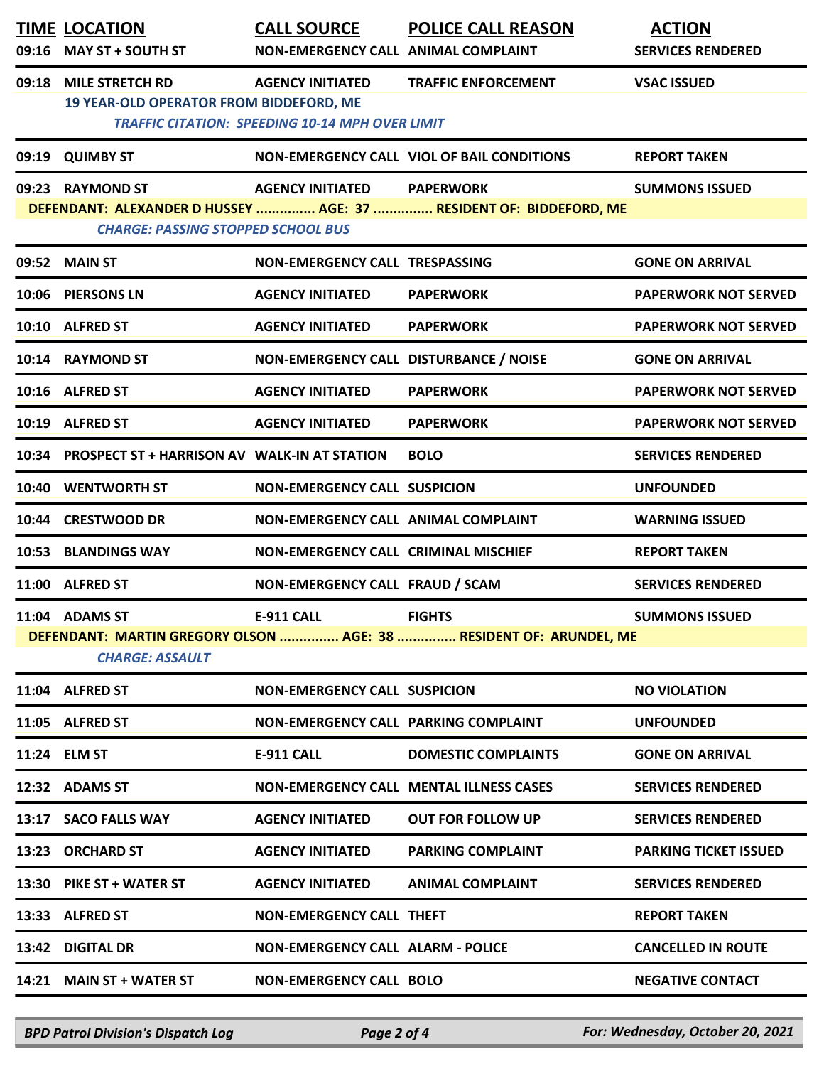| TIME | LOCATION | CALL SOURCE | POLICE CALL REASON | ACTION |
|---|---|---|---|---|
| 09:16 | MAY ST + SOUTH ST | NON-EMERGENCY CALL | ANIMAL COMPLAINT | SERVICES RENDERED |
| 09:18 | MILE STRETCH RD | AGENCY INITIATED | TRAFFIC ENFORCEMENT | VSAC ISSUED |
| | 19 YEAR-OLD OPERATOR FROM BIDDEFORD, ME | | | |
| | *TRAFFIC CITATION: SPEEDING 10-14 MPH OVER LIMIT* | | | |
| 09:19 | QUIMBY ST | NON-EMERGENCY CALL | VIOL OF BAIL CONDITIONS | REPORT TAKEN |
| 09:23 | RAYMOND ST | AGENCY INITIATED | PAPERWORK | SUMMONS ISSUED |
| | DEFENDANT: ALEXANDER D HUSSEY ............... AGE: 37 ............... RESIDENT OF: BIDDEFORD, ME | | | |
| | *CHARGE: PASSING STOPPED SCHOOL BUS* | | | |
| 09:52 | MAIN ST | NON-EMERGENCY CALL | TRESPASSING | GONE ON ARRIVAL |
| 10:06 | PIERSONS LN | AGENCY INITIATED | PAPERWORK | PAPERWORK NOT SERVED |
| 10:10 | ALFRED ST | AGENCY INITIATED | PAPERWORK | PAPERWORK NOT SERVED |
| 10:14 | RAYMOND ST | NON-EMERGENCY CALL | DISTURBANCE / NOISE | GONE ON ARRIVAL |
| 10:16 | ALFRED ST | AGENCY INITIATED | PAPERWORK | PAPERWORK NOT SERVED |
| 10:19 | ALFRED ST | AGENCY INITIATED | PAPERWORK | PAPERWORK NOT SERVED |
| 10:34 | PROSPECT ST + HARRISON AV | WALK-IN AT STATION | BOLO | SERVICES RENDERED |
| 10:40 | WENTWORTH ST | NON-EMERGENCY CALL | SUSPICION | UNFOUNDED |
| 10:44 | CRESTWOOD DR | NON-EMERGENCY CALL | ANIMAL COMPLAINT | WARNING ISSUED |
| 10:53 | BLANDINGS WAY | NON-EMERGENCY CALL | CRIMINAL MISCHIEF | REPORT TAKEN |
| 11:00 | ALFRED ST | NON-EMERGENCY CALL | FRAUD / SCAM | SERVICES RENDERED |
| 11:04 | ADAMS ST | E-911 CALL | FIGHTS | SUMMONS ISSUED |
| | DEFENDANT: MARTIN GREGORY OLSON ............... AGE: 38 ............... RESIDENT OF: ARUNDEL, ME | | | |
| | *CHARGE: ASSAULT* | | | |
| 11:04 | ALFRED ST | NON-EMERGENCY CALL | SUSPICION | NO VIOLATION |
| 11:05 | ALFRED ST | NON-EMERGENCY CALL | PARKING COMPLAINT | UNFOUNDED |
| 11:24 | ELM ST | E-911 CALL | DOMESTIC COMPLAINTS | GONE ON ARRIVAL |
| 12:32 | ADAMS ST | NON-EMERGENCY CALL | MENTAL ILLNESS CASES | SERVICES RENDERED |
| 13:17 | SACO FALLS WAY | AGENCY INITIATED | OUT FOR FOLLOW UP | SERVICES RENDERED |
| 13:23 | ORCHARD ST | AGENCY INITIATED | PARKING COMPLAINT | PARKING TICKET ISSUED |
| 13:30 | PIKE ST + WATER ST | AGENCY INITIATED | ANIMAL COMPLAINT | SERVICES RENDERED |
| 13:33 | ALFRED ST | NON-EMERGENCY CALL | THEFT | REPORT TAKEN |
| 13:42 | DIGITAL DR | NON-EMERGENCY CALL | ALARM - POLICE | CANCELLED IN ROUTE |
| 14:21 | MAIN ST + WATER ST | NON-EMERGENCY CALL | BOLO | NEGATIVE CONTACT |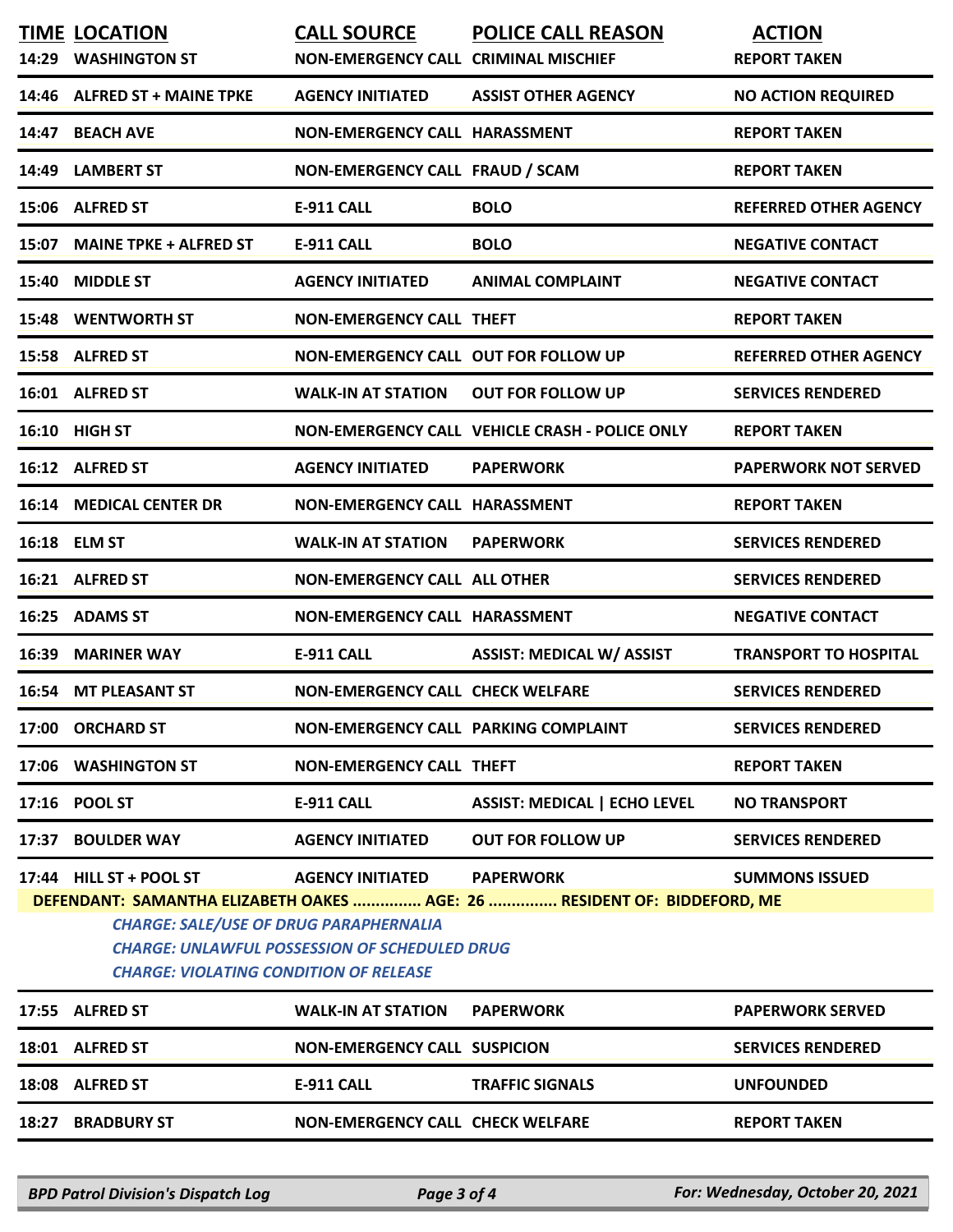| TIME | LOCATION | CALL SOURCE | POLICE CALL REASON | ACTION |
|---|---|---|---|---|
| 14:29 | WASHINGTON ST | NON-EMERGENCY CALL | CRIMINAL MISCHIEF | REPORT TAKEN |
| 14:46 | ALFRED ST + MAINE TPKE | AGENCY INITIATED | ASSIST OTHER AGENCY | NO ACTION REQUIRED |
| 14:47 | BEACH AVE | NON-EMERGENCY CALL | HARASSMENT | REPORT TAKEN |
| 14:49 | LAMBERT ST | NON-EMERGENCY CALL | FRAUD / SCAM | REPORT TAKEN |
| 15:06 | ALFRED ST | E-911 CALL | BOLO | REFERRED OTHER AGENCY |
| 15:07 | MAINE TPKE + ALFRED ST | E-911 CALL | BOLO | NEGATIVE CONTACT |
| 15:40 | MIDDLE ST | AGENCY INITIATED | ANIMAL COMPLAINT | NEGATIVE CONTACT |
| 15:48 | WENTWORTH ST | NON-EMERGENCY CALL | THEFT | REPORT TAKEN |
| 15:58 | ALFRED ST | NON-EMERGENCY CALL | OUT FOR FOLLOW UP | REFERRED OTHER AGENCY |
| 16:01 | ALFRED ST | WALK-IN AT STATION | OUT FOR FOLLOW UP | SERVICES RENDERED |
| 16:10 | HIGH ST | NON-EMERGENCY CALL | VEHICLE CRASH - POLICE ONLY | REPORT TAKEN |
| 16:12 | ALFRED ST | AGENCY INITIATED | PAPERWORK | PAPERWORK NOT SERVED |
| 16:14 | MEDICAL CENTER DR | NON-EMERGENCY CALL | HARASSMENT | REPORT TAKEN |
| 16:18 | ELM ST | WALK-IN AT STATION | PAPERWORK | SERVICES RENDERED |
| 16:21 | ALFRED ST | NON-EMERGENCY CALL | ALL OTHER | SERVICES RENDERED |
| 16:25 | ADAMS ST | NON-EMERGENCY CALL | HARASSMENT | NEGATIVE CONTACT |
| 16:39 | MARINER WAY | E-911 CALL | ASSIST: MEDICAL W/ ASSIST | TRANSPORT TO HOSPITAL |
| 16:54 | MT PLEASANT ST | NON-EMERGENCY CALL | CHECK WELFARE | SERVICES RENDERED |
| 17:00 | ORCHARD ST | NON-EMERGENCY CALL | PARKING COMPLAINT | SERVICES RENDERED |
| 17:06 | WASHINGTON ST | NON-EMERGENCY CALL | THEFT | REPORT TAKEN |
| 17:16 | POOL ST | E-911 CALL | ASSIST: MEDICAL \| ECHO LEVEL | NO TRANSPORT |
| 17:37 | BOULDER WAY | AGENCY INITIATED | OUT FOR FOLLOW UP | SERVICES RENDERED |
| 17:44 | HILL ST + POOL ST | AGENCY INITIATED | PAPERWORK | SUMMONS ISSUED |

**DEFENDANT: SAMANTHA ELIZABETH OAKES ............... AGE: 26 ............... RESIDENT OF: BIDDEFORD, ME**

*CHARGE: SALE/USE OF DRUG PARAPHERNALIA*
*CHARGE: UNLAWFUL POSSESSION OF SCHEDULED DRUG*
*CHARGE: VIOLATING CONDITION OF RELEASE*

| TIME | LOCATION | CALL SOURCE | POLICE CALL REASON | ACTION |
|---|---|---|---|---|
| 17:55 | ALFRED ST | WALK-IN AT STATION | PAPERWORK | PAPERWORK SERVED |
| 18:01 | ALFRED ST | NON-EMERGENCY CALL | SUSPICION | SERVICES RENDERED |
| 18:08 | ALFRED ST | E-911 CALL | TRAFFIC SIGNALS | UNFOUNDED |
| 18:27 | BRADBURY ST | NON-EMERGENCY CALL | CHECK WELFARE | REPORT TAKEN |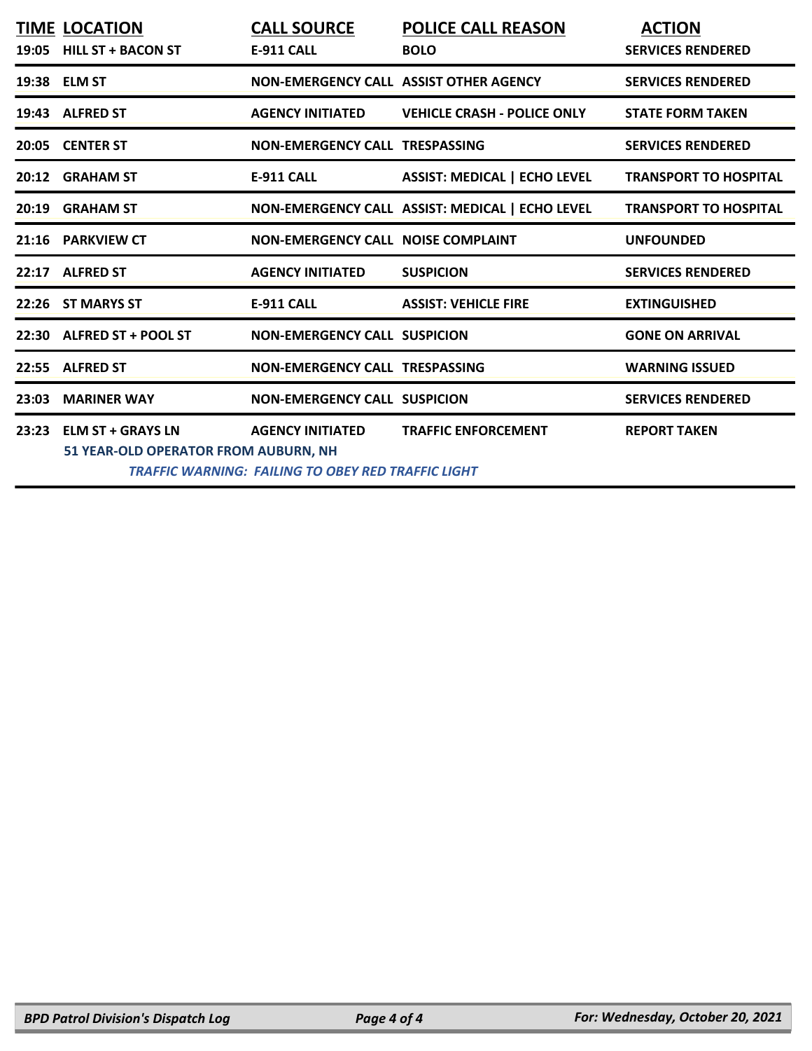| TIME | LOCATION | CALL SOURCE | POLICE CALL REASON | ACTION |
|---|---|---|---|---|
| 19:05 | HILL ST + BACON ST | E-911 CALL | BOLO | SERVICES RENDERED |
| 19:38 | ELM ST | NON-EMERGENCY CALL | ASSIST OTHER AGENCY | SERVICES RENDERED |
| 19:43 | ALFRED ST | AGENCY INITIATED | VEHICLE CRASH - POLICE ONLY | STATE FORM TAKEN |
| 20:05 | CENTER ST | NON-EMERGENCY CALL | TRESPASSING | SERVICES RENDERED |
| 20:12 | GRAHAM ST | E-911 CALL | ASSIST: MEDICAL \| ECHO LEVEL | TRANSPORT TO HOSPITAL |
| 20:19 | GRAHAM ST | NON-EMERGENCY CALL | ASSIST: MEDICAL \| ECHO LEVEL | TRANSPORT TO HOSPITAL |
| 21:16 | PARKVIEW CT | NON-EMERGENCY CALL | NOISE COMPLAINT | UNFOUNDED |
| 22:17 | ALFRED ST | AGENCY INITIATED | SUSPICION | SERVICES RENDERED |
| 22:26 | ST MARYS ST | E-911 CALL | ASSIST: VEHICLE FIRE | EXTINGUISHED |
| 22:30 | ALFRED ST + POOL ST | NON-EMERGENCY CALL | SUSPICION | GONE ON ARRIVAL |
| 22:55 | ALFRED ST | NON-EMERGENCY CALL | TRESPASSING | WARNING ISSUED |
| 23:03 | MARINER WAY | NON-EMERGENCY CALL | SUSPICION | SERVICES RENDERED |
| 23:23 | ELM ST + GRAYS LN<br>51 YEAR-OLD OPERATOR FROM AUBURN, NH<br>*TRAFFIC WARNING: FAILING TO OBEY RED TRAFFIC LIGHT* | AGENCY INITIATED | TRAFFIC ENFORCEMENT | REPORT TAKEN |